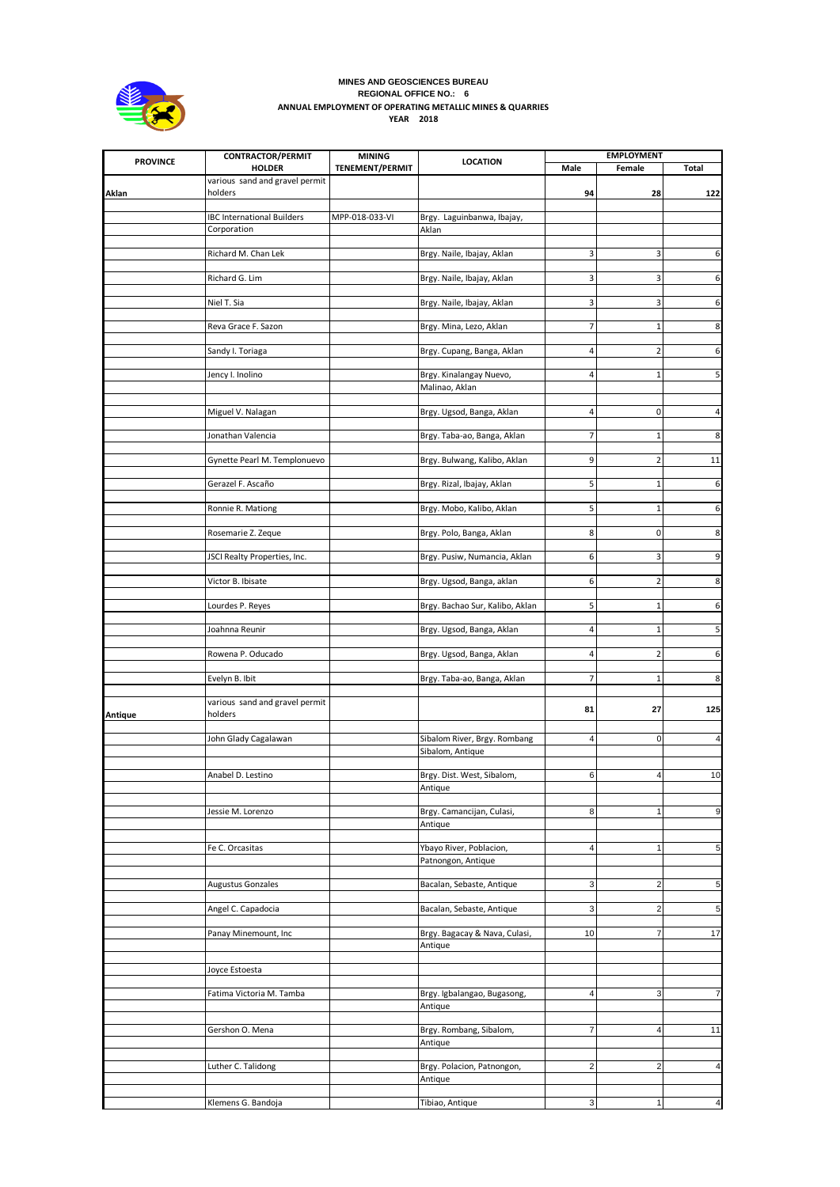**MINES AND GEOSCIENCES BUREAU**
**REGIONAL OFFICE NO.: 6**
**ANNUAL EMPLOYMENT OF OPERATING METALLIC MINES & QUARRIES**
**YEAR 2018**

| PROVINCE | CONTRACTOR/PERMIT HOLDER | MINING TENEMENT/PERMIT | LOCATION | EMPLOYMENT | | |
|---|---|---|---|---|---|---|
| | | | | Male | Female | Total |
| Aklan | various sand and gravel permit holders | | | 94 | 28 | 122 |
| | IBC International Builders Corporation | MPP-018-033-VI | Brgy. Laguinbanwa, Ibajay, Aklan | | | |
| | Richard M. Chan Lek | | Brgy. Naile, Ibajay, Aklan | 3 | 3 | 6 |
| | Richard G. Lim | | Brgy. Naile, Ibajay, Aklan | 3 | 3 | 6 |
| | Niel T. Sia | | Brgy. Naile, Ibajay, Aklan | 3 | 3 | 6 |
| | Reva Grace F. Sazon | | Brgy. Mina, Lezo, Aklan | 7 | 1 | 8 |
| | Sandy I. Toriaga | | Brgy. Cupang, Banga, Aklan | 4 | 2 | 6 |
| | Jency I. Inolino | | Brgy. Kinalangay Nuevo, Malinao, Aklan | 4 | 1 | 5 |
| | Miguel V. Nalagan | | Brgy. Ugsod, Banga, Aklan | 4 | 0 | 4 |
| | Jonathan Valencia | | Brgy. Taba-ao, Banga, Aklan | 7 | 1 | 8 |
| | Gynette Pearl M. Templonuevo | | Brgy. Bulwang, Kalibo, Aklan | 9 | 2 | 11 |
| | Gerazel F. Ascaño | | Brgy. Rizal, Ibajay, Aklan | 5 | 1 | 6 |
| | Ronnie R. Mationg | | Brgy. Mobo, Kalibo, Aklan | 5 | 1 | 6 |
| | Rosemarie Z. Zeque | | Brgy. Polo, Banga, Aklan | 8 | 0 | 8 |
| | JSCI Realty Properties, Inc. | | Brgy. Pusiw, Numancia, Aklan | 6 | 3 | 9 |
| | Victor B. Ibisate | | Brgy. Ugsod, Banga, aklan | 6 | 2 | 8 |
| | Lourdes P. Reyes | | Brgy. Bachao Sur, Kalibo, Aklan | 5 | 1 | 6 |
| | Joahnna Reunir | | Brgy. Ugsod, Banga, Aklan | 4 | 1 | 5 |
| | Rowena P. Oducado | | Brgy. Ugsod, Banga, Aklan | 4 | 2 | 6 |
| | Evelyn B. Ibit | | Brgy. Taba-ao, Banga, Aklan | 7 | 1 | 8 |
| Antique | various sand and gravel permit holders | | | 81 | 27 | 125 |
| | John Glady Cagalawan | | Sibalom River, Brgy. Rombang Sibalom, Antique | 4 | 0 | 4 |
| | Anabel D. Lestino | | Brgy. Dist. West, Sibalom, Antique | 6 | 4 | 10 |
| | Jessie M. Lorenzo | | Brgy. Camancijan, Culasi, Antique | 8 | 1 | 9 |
| | Fe C. Orcasitas | | Ybayo River, Poblacion, Patnongon, Antique | 4 | 1 | 5 |
| | Augustus Gonzales | | Bacalan, Sebaste, Antique | 3 | 2 | 5 |
| | Angel C. Capadocia | | Bacalan, Sebaste, Antique | 3 | 2 | 5 |
| | Panay Minemount, Inc | | Brgy. Bagacay & Nava, Culasi, Antique | 10 | 7 | 17 |
| | Joyce Estoesta | | | | | |
| | Fatima Victoria M. Tamba | | Brgy. Igbalangao, Bugasong, Antique | 4 | 3 | 7 |
| | Gershon O. Mena | | Brgy. Rombang, Sibalom, Antique | 7 | 4 | 11 |
| | Luther C. Talidong | | Brgy. Polacion, Patnongon, Antique | 2 | 2 | 4 |
| | Klemens G. Bandoja | | Tibiao, Antique | 3 | 1 | 4 |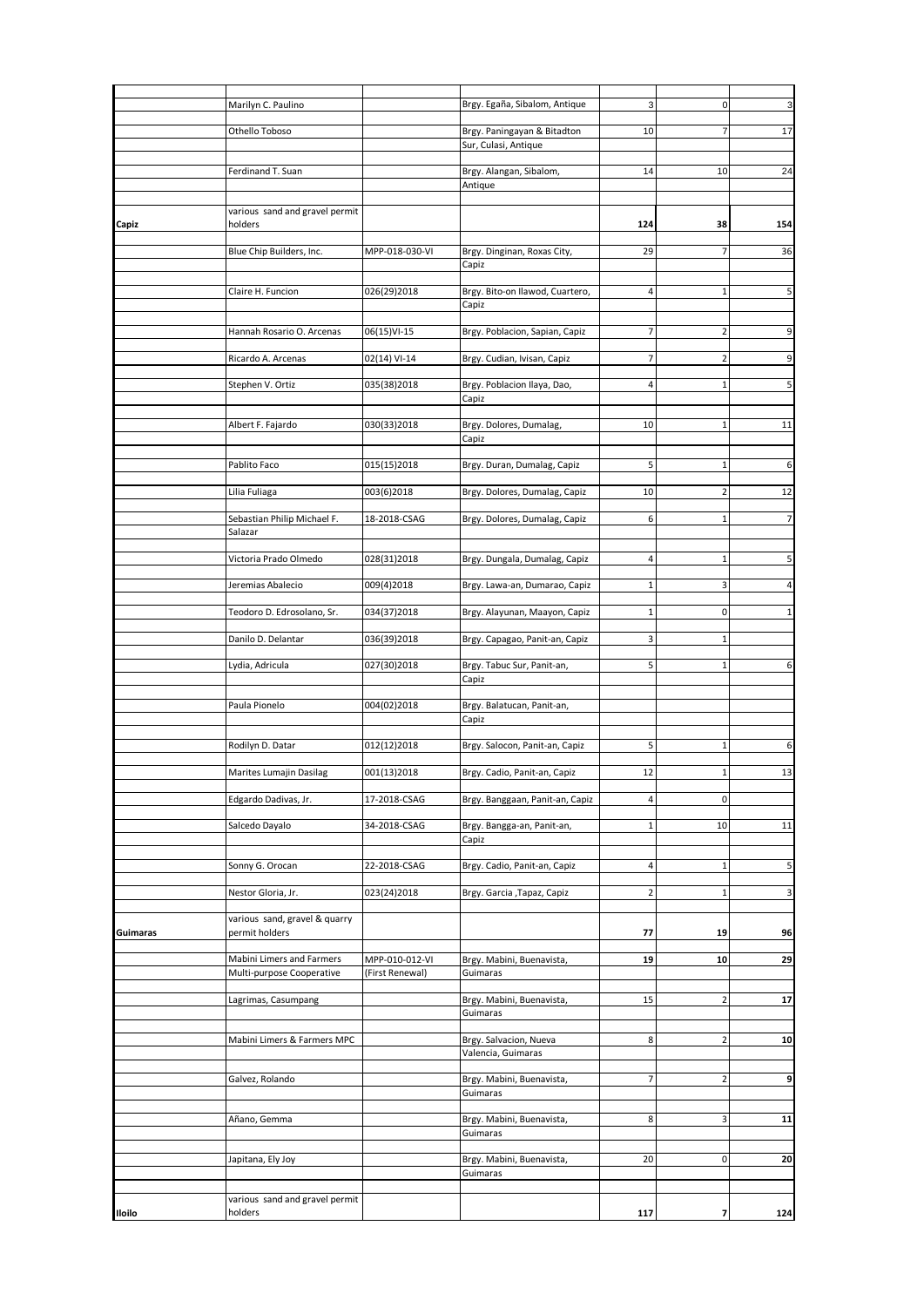| | | | | | | |
|---|---|---|---|---|---|---|
| | Marilyn C. Paulino | | Brgy. Egaña, Sibalom, Antique | 3 | 0 | 3 |
| | Othello Toboso | | Brgy. Paningayan & Bitadton Sur, Culasi, Antique | 10 | 7 | 17 |
| | Ferdinand T. Suan | | Brgy. Alangan, Sibalom, Antique | 14 | 10 | 24 |
| **Capiz** | various sand and gravel permit holders | | | **124** | **38** | **154** |
| | Blue Chip Builders, Inc. | MPP-018-030-VI | Brgy. Dinginan, Roxas City, Capiz | 29 | 7 | 36 |
| | Claire H. Funcion | 026(29)2018 | Brgy. Bito-on Ilawod, Cuartero, Capiz | 4 | 1 | 5 |
| | Hannah Rosario O. Arcenas | 06(15)VI-15 | Brgy. Poblacion, Sapian, Capiz | 7 | 2 | 9 |
| | Ricardo A. Arcenas | 02(14) VI-14 | Brgy. Cudian, Ivisan, Capiz | 7 | 2 | 9 |
| | Stephen V. Ortiz | 035(38)2018 | Brgy. Poblacion Ilaya, Dao, Capiz | 4 | 1 | 5 |
| | Albert F. Fajardo | 030(33)2018 | Brgy. Dolores, Dumalag, Capiz | 10 | 1 | 11 |
| | Pablito Faco | 015(15)2018 | Brgy. Duran, Dumalag, Capiz | 5 | 1 | 6 |
| | Lilia Fuliaga | 003(6)2018 | Brgy. Dolores, Dumalag, Capiz | 10 | 2 | 12 |
| | Sebastian Philip Michael F. Salazar | 18-2018-CSAG | Brgy. Dolores, Dumalag, Capiz | 6 | 1 | 7 |
| | Victoria Prado Olmedo | 028(31)2018 | Brgy. Dungala, Dumalag, Capiz | 4 | 1 | 5 |
| | Jeremias Abalecio | 009(4)2018 | Brgy. Lawa-an, Dumarao, Capiz | 1 | 3 | 4 |
| | Teodoro D. Edrosolano, Sr. | 034(37)2018 | Brgy. Alayunan, Maayon, Capiz | 1 | 0 | 1 |
| | Danilo D. Delantar | 036(39)2018 | Brgy. Capagao, Panit-an, Capiz | 3 | 1 | |
| | Lydia, Adricula | 027(30)2018 | Brgy. Tabuc Sur, Panit-an, Capiz | 5 | 1 | 6 |
| | Paula Pionelo | 004(02)2018 | Brgy. Balatucan, Panit-an, Capiz | | | |
| | Rodilyn D. Datar | 012(12)2018 | Brgy. Salocon, Panit-an, Capiz | 5 | 1 | 6 |
| | Marites Lumajin Dasilag | 001(13)2018 | Brgy. Cadio, Panit-an, Capiz | 12 | 1 | 13 |
| | Edgardo Dadivas, Jr. | 17-2018-CSAG | Brgy. Banggaan, Panit-an, Capiz | 4 | 0 | |
| | Salcedo Dayalo | 34-2018-CSAG | Brgy. Bangga-an, Panit-an, Capiz | 1 | 10 | 11 |
| | Sonny G. Orocan | 22-2018-CSAG | Brgy. Cadio, Panit-an, Capiz | 4 | 1 | 5 |
| | Nestor Gloria, Jr. | 023(24)2018 | Brgy. Garcia ,Tapaz, Capiz | 2 | 1 | 3 |
| **Guimaras** | various sand, gravel & quarry permit holders | | | **77** | **19** | **96** |
| | Mabini Limers and Farmers Multi-purpose Cooperative | MPP-010-012-VI (First Renewal) | Brgy. Mabini, Buenavista, Guimaras | 19 | 10 | 29 |
| | Lagrimas, Casumpang | | Brgy. Mabini, Buenavista, Guimaras | 15 | 2 | **17** |
| | Mabini Limers & Farmers MPC | | Brgy. Salvacion, Nueva Valencia, Guimaras | 8 | 2 | **10** |
| | Galvez, Rolando | | Brgy. Mabini, Buenavista, Guimaras | 7 | 2 | **9** |
| | Añano, Gemma | | Brgy. Mabini, Buenavista, Guimaras | 8 | 3 | **11** |
| | Japitana, Ely Joy | | Brgy. Mabini, Buenavista, Guimaras | 20 | 0 | **20** |
| **Iloilo** | various sand and gravel permit holders | | | **117** | **7** | **124** |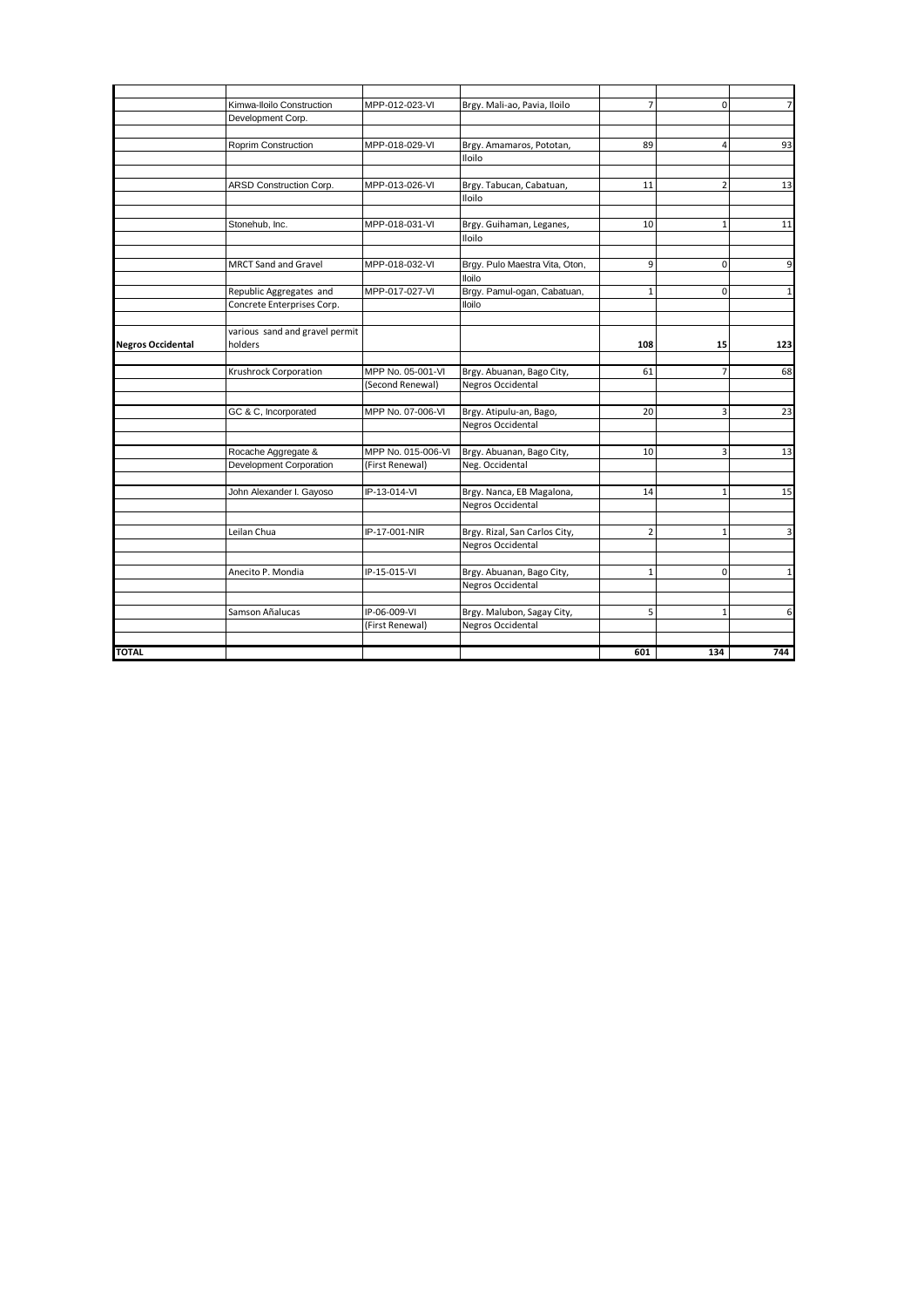| | | | | | | |
|---|---|---|---|---|---|---|
| | Kimwa-Iloilo Construction Development Corp. | MPP-012-023-VI | Brgy. Mali-ao, Pavia, Iloilo | 7 | 0 | 7 |
| | Roprim Construction | MPP-018-029-VI | Brgy. Amamaros, Pototan, Iloilo | 89 | 4 | 93 |
| | ARSD Construction Corp. | MPP-013-026-VI | Brgy. Tabucan, Cabatuan, Iloilo | 11 | 2 | 13 |
| | Stonehub, Inc. | MPP-018-031-VI | Brgy. Guihaman, Leganes, Iloilo | 10 | 1 | 11 |
| | MRCT Sand and Gravel | MPP-018-032-VI | Brgy. Pulo Maestra Vita, Oton, Iloilo | 9 | 0 | 9 |
| | Republic Aggregates and Concrete Enterprises Corp. | MPP-017-027-VI | Brgy. Pamul-ogan, Cabatuan, Iloilo | 1 | 0 | 1 |
| **Negros Occidental** | various sand and gravel permit holders | | | **108** | **15** | **123** |
| | Krushrock Corporation | MPP No. 05-001-VI (Second Renewal) | Brgy. Abuanan, Bago City, Negros Occidental | 61 | 7 | 68 |
| | GC & C, Incorporated | MPP No. 07-006-VI | Brgy. Atipulu-an, Bago, Negros Occidental | 20 | 3 | 23 |
| | Rocache Aggregate & Development Corporation | MPP No. 015-006-VI (First Renewal) | Brgy. Abuanan, Bago City, Neg. Occidental | 10 | 3 | 13 |
| | John Alexander I. Gayoso | IP-13-014-VI | Brgy. Nanca, EB Magalona, Negros Occidental | 14 | 1 | 15 |
| | Leilan Chua | IP-17-001-NIR | Brgy. Rizal, San Carlos City, Negros Occidental | 2 | 1 | 3 |
| | Anecito P. Mondia | IP-15-015-VI | Brgy. Abuanan, Bago City, Negros Occidental | 1 | 0 | 1 |
| | Samson Añalucas | IP-06-009-VI (First Renewal) | Brgy. Malubon, Sagay City, Negros Occidental | 5 | 1 | 6 |
| **TOTAL** | | | | **601** | **134** | **744** |